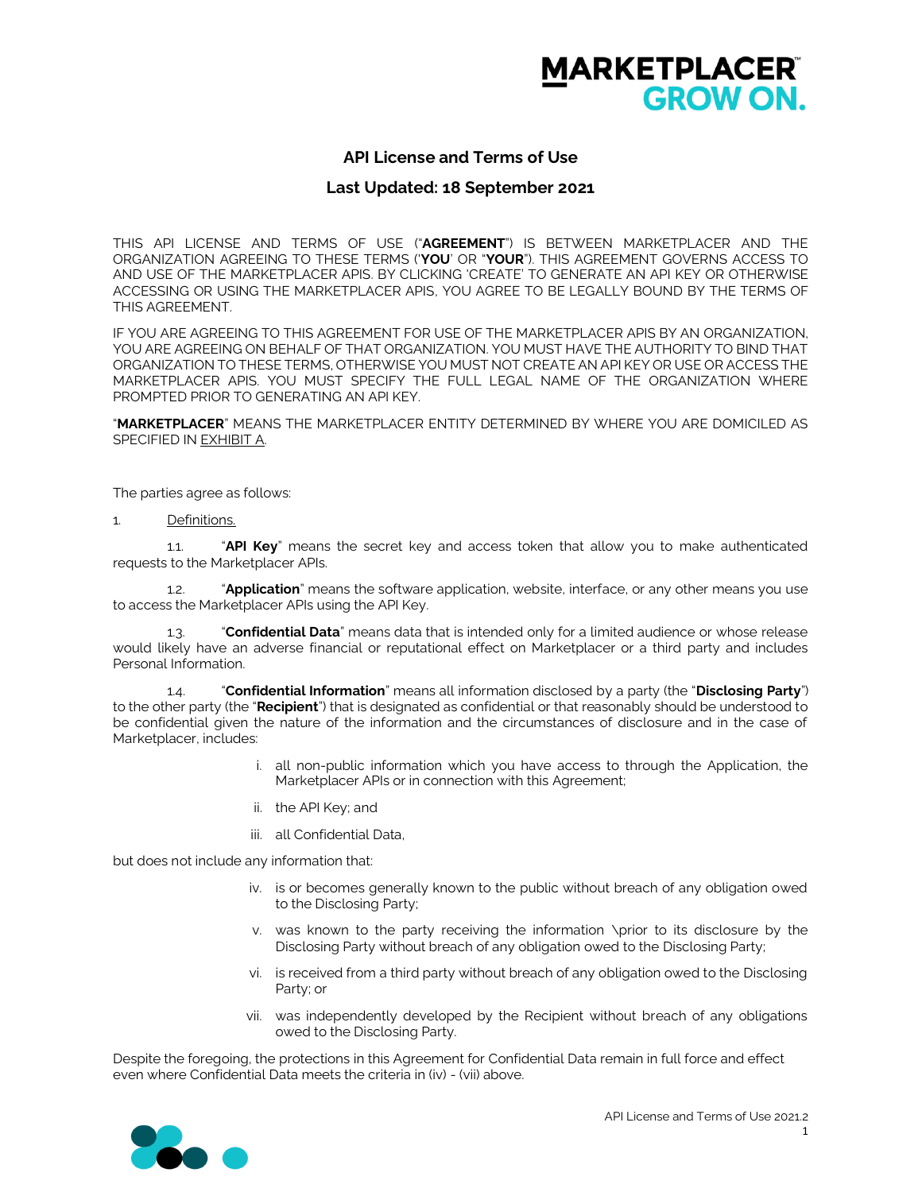# API License and Terms of Use

## Last Updated: 18 September 2021

THIS API LICENSE AND TERMS OF USE ("**AGREEMENT**") IS BETWEEN MARKETPLACER AND THE ORGANIZATION AGREEING TO THESE TERMS ('**YOU**' OR "**YOUR**"). THIS AGREEMENT GOVERNS ACCESS TO AND USE OF THE MARKETPLACER APIS. BY CLICKING 'CREATE' TO GENERATE AN API KEY OR OTHERWISE ACCESSING OR USING THE MARKETPLACER APIS, YOU AGREE TO BE LEGALLY BOUND BY THE TERMS OF THIS AGREEMENT.

IF YOU ARE AGREEING TO THIS AGREEMENT FOR USE OF THE MARKETPLACER APIS BY AN ORGANIZATION, YOU ARE AGREEING ON BEHALF OF THAT ORGANIZATION. YOU MUST HAVE THE AUTHORITY TO BIND THAT ORGANIZATION TO THESE TERMS, OTHERWISE YOU MUST NOT CREATE AN API KEY OR USE OR ACCESS THE MARKETPLACER APIS. YOU MUST SPECIFY THE FULL LEGAL NAME OF THE ORGANIZATION WHERE PROMPTED PRIOR TO GENERATING AN API KEY.

"**MARKETPLACER**" MEANS THE MARKETPLACER ENTITY DETERMINED BY WHERE YOU ARE DOMICILED AS SPECIFIED IN EXHIBIT A.

The parties agree as follows:

1. Definitions.

1.1. "**API Key**" means the secret key and access token that allow you to make authenticated requests to the Marketplacer APIs.

1.2. "**Application**" means the software application, website, interface, or any other means you use to access the Marketplacer APIs using the API Key.

1.3. "**Confidential Data**" means data that is intended only for a limited audience or whose release would likely have an adverse financial or reputational effect on Marketplacer or a third party and includes Personal Information.

1.4. "**Confidential Information**" means all information disclosed by a party (the "**Disclosing Party**") to the other party (the "**Recipient**") that is designated as confidential or that reasonably should be understood to be confidential given the nature of the information and the circumstances of disclosure and in the case of Marketplacer, includes:

i. all non-public information which you have access to through the Application, the Marketplacer APIs or in connection with this Agreement;

ii. the API Key; and

iii. all Confidential Data,

but does not include any information that:

iv. is or becomes generally known to the public without breach of any obligation owed to the Disclosing Party;

v. was known to the party receiving the information \prior to its disclosure by the Disclosing Party without breach of any obligation owed to the Disclosing Party;

vi. is received from a third party without breach of any obligation owed to the Disclosing Party; or

vii. was independently developed by the Recipient without breach of any obligations owed to the Disclosing Party.

Despite the foregoing, the protections in this Agreement for Confidential Data remain in full force and effect even where Confidential Data meets the criteria in (iv) - (vii) above.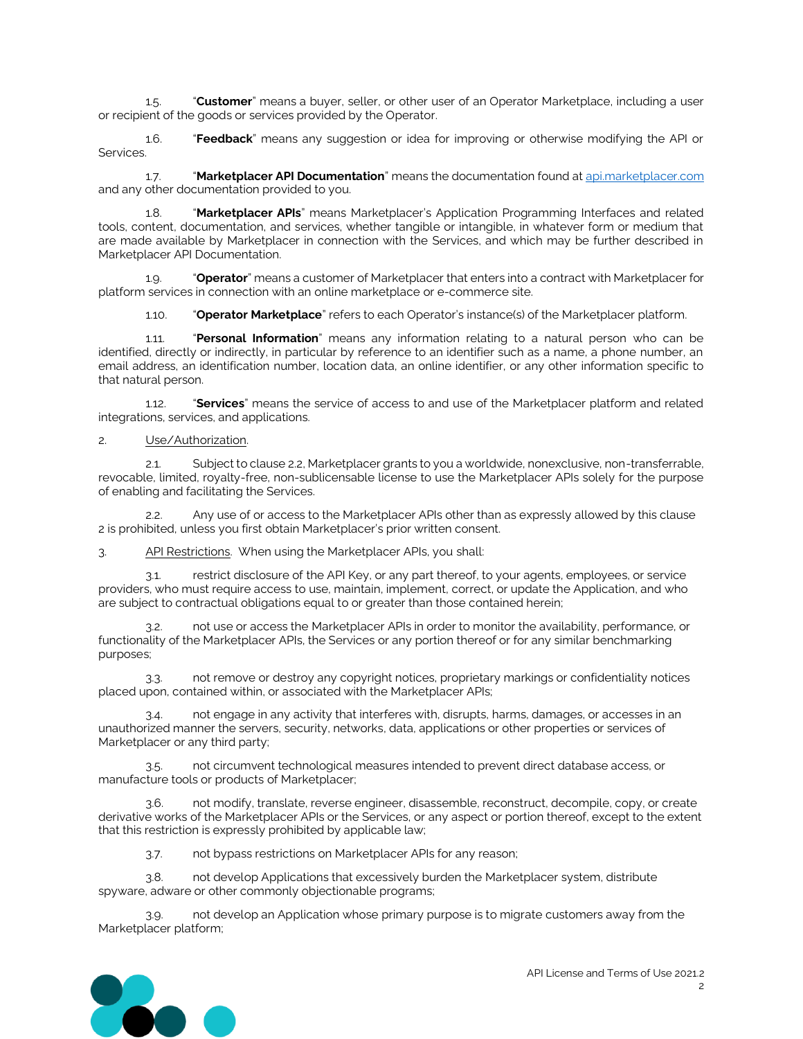1.5. "**Customer**" means a buyer, seller, or other user of an Operator Marketplace, including a user or recipient of the goods or services provided by the Operator.

1.6. "**Feedback**" means any suggestion or idea for improving or otherwise modifying the API or Services.

1.7. "**Marketplacer API Documentation**" means the documentation found at api.marketplacer.com and any other documentation provided to you.

1.8. "**Marketplacer APIs**" means Marketplacer's Application Programming Interfaces and related tools, content, documentation, and services, whether tangible or intangible, in whatever form or medium that are made available by Marketplacer in connection with the Services, and which may be further described in Marketplacer API Documentation.

1.9. "**Operator**" means a customer of Marketplacer that enters into a contract with Marketplacer for platform services in connection with an online marketplace or e-commerce site.

1.10. "**Operator Marketplace**" refers to each Operator's instance(s) of the Marketplacer platform.

1.11. "**Personal Information**" means any information relating to a natural person who can be identified, directly or indirectly, in particular by reference to an identifier such as a name, a phone number, an email address, an identification number, location data, an online identifier, or any other information specific to that natural person.

1.12. "**Services**" means the service of access to and use of the Marketplacer platform and related integrations, services, and applications.

2. Use/Authorization.

2.1. Subject to clause 2.2, Marketplacer grants to you a worldwide, nonexclusive, non-transferrable, revocable, limited, royalty-free, non-sublicensable license to use the Marketplacer APIs solely for the purpose of enabling and facilitating the Services.

2.2. Any use of or access to the Marketplacer APIs other than as expressly allowed by this clause 2 is prohibited, unless you first obtain Marketplacer's prior written consent.

3. API Restrictions. When using the Marketplacer APIs, you shall:

3.1. restrict disclosure of the API Key, or any part thereof, to your agents, employees, or service providers, who must require access to use, maintain, implement, correct, or update the Application, and who are subject to contractual obligations equal to or greater than those contained herein;

3.2. not use or access the Marketplacer APIs in order to monitor the availability, performance, or functionality of the Marketplacer APIs, the Services or any portion thereof or for any similar benchmarking purposes;

3.3. not remove or destroy any copyright notices, proprietary markings or confidentiality notices placed upon, contained within, or associated with the Marketplacer APIs;

3.4. not engage in any activity that interferes with, disrupts, harms, damages, or accesses in an unauthorized manner the servers, security, networks, data, applications or other properties or services of Marketplacer or any third party;

3.5. not circumvent technological measures intended to prevent direct database access, or manufacture tools or products of Marketplacer;

3.6. not modify, translate, reverse engineer, disassemble, reconstruct, decompile, copy, or create derivative works of the Marketplacer APIs or the Services, or any aspect or portion thereof, except to the extent that this restriction is expressly prohibited by applicable law;

3.7. not bypass restrictions on Marketplacer APIs for any reason;

3.8. not develop Applications that excessively burden the Marketplacer system, distribute spyware, adware or other commonly objectionable programs;

3.9. not develop an Application whose primary purpose is to migrate customers away from the Marketplacer platform;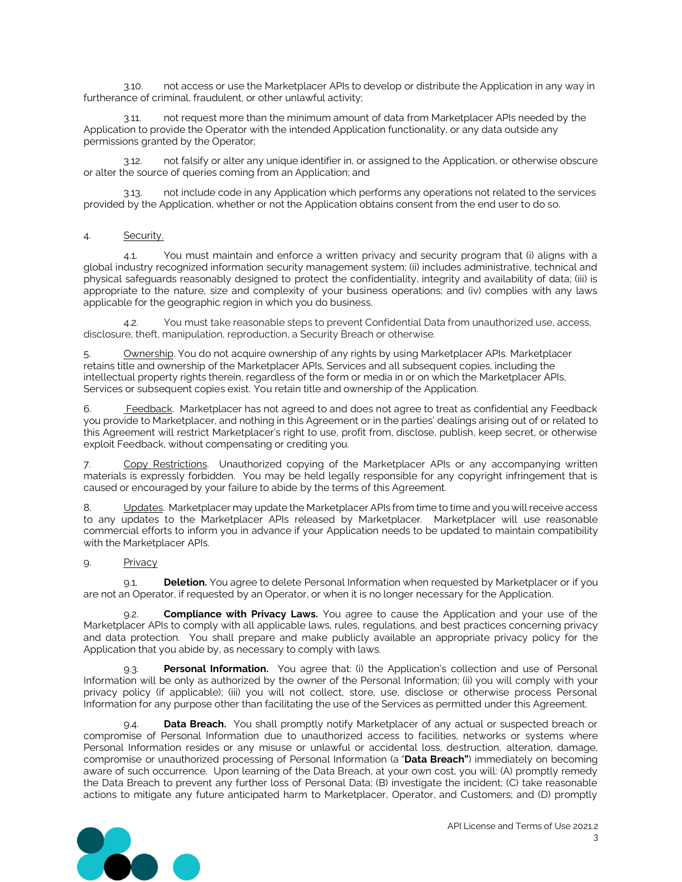3.10. not access or use the Marketplacer APIs to develop or distribute the Application in any way in furtherance of criminal, fraudulent, or other unlawful activity;

3.11. not request more than the minimum amount of data from Marketplacer APIs needed by the Application to provide the Operator with the intended Application functionality, or any data outside any permissions granted by the Operator;

3.12. not falsify or alter any unique identifier in, or assigned to the Application, or otherwise obscure or alter the source of queries coming from an Application; and

3.13. not include code in any Application which performs any operations not related to the services provided by the Application, whether or not the Application obtains consent from the end user to do so.

4. Security.

4.1. You must maintain and enforce a written privacy and security program that (i) aligns with a global industry recognized information security management system; (ii) includes administrative, technical and physical safeguards reasonably designed to protect the confidentiality, integrity and availability of data; (iii) is appropriate to the nature, size and complexity of your business operations; and (iv) complies with any laws applicable for the geographic region in which you do business.

4.2. You must take reasonable steps to prevent Confidential Data from unauthorized use, access, disclosure, theft, manipulation, reproduction, a Security Breach or otherwise.

5. Ownership. You do not acquire ownership of any rights by using Marketplacer APIs. Marketplacer retains title and ownership of the Marketplacer APIs, Services and all subsequent copies, including the intellectual property rights therein, regardless of the form or media in or on which the Marketplacer APIs, Services or subsequent copies exist. You retain title and ownership of the Application.

6. Feedback. Marketplacer has not agreed to and does not agree to treat as confidential any Feedback you provide to Marketplacer, and nothing in this Agreement or in the parties' dealings arising out of or related to this Agreement will restrict Marketplacer's right to use, profit from, disclose, publish, keep secret, or otherwise exploit Feedback, without compensating or crediting you.

7. Copy Restrictions. Unauthorized copying of the Marketplacer APIs or any accompanying written materials is expressly forbidden. You may be held legally responsible for any copyright infringement that is caused or encouraged by your failure to abide by the terms of this Agreement.

8. Updates. Marketplacer may update the Marketplacer APIs from time to time and you will receive access to any updates to the Marketplacer APIs released by Marketplacer. Marketplacer will use reasonable commercial efforts to inform you in advance if your Application needs to be updated to maintain compatibility with the Marketplacer APIs.

9. Privacy

9.1. **Deletion.** You agree to delete Personal Information when requested by Marketplacer or if you are not an Operator, if requested by an Operator, or when it is no longer necessary for the Application.

9.2. **Compliance with Privacy Laws.** You agree to cause the Application and your use of the Marketplacer APIs to comply with all applicable laws, rules, regulations, and best practices concerning privacy and data protection. You shall prepare and make publicly available an appropriate privacy policy for the Application that you abide by, as necessary to comply with laws.

9.3. **Personal Information.** You agree that: (i) the Application's collection and use of Personal Information will be only as authorized by the owner of the Personal Information; (ii) you will comply with your privacy policy (if applicable); (iii) you will not collect, store, use, disclose or otherwise process Personal Information for any purpose other than facilitating the use of the Services as permitted under this Agreement.

9.4. **Data Breach.** You shall promptly notify Marketplacer of any actual or suspected breach or compromise of Personal Information due to unauthorized access to facilities, networks or systems where Personal Information resides or any misuse or unlawful or accidental loss, destruction, alteration, damage, compromise or unauthorized processing of Personal Information (a "**Data Breach"**) immediately on becoming aware of such occurrence. Upon learning of the Data Breach, at your own cost, you will: (A) promptly remedy the Data Breach to prevent any further loss of Personal Data; (B) investigate the incident; (C) take reasonable actions to mitigate any future anticipated harm to Marketplacer, Operator, and Customers; and (D) promptly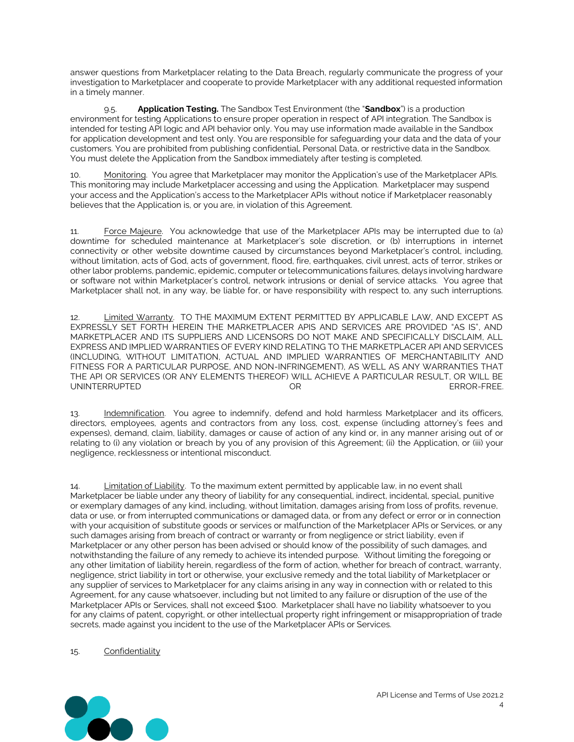answer questions from Marketplacer relating to the Data Breach, regularly communicate the progress of your investigation to Marketplacer and cooperate to provide Marketplacer with any additional requested information in a timely manner.

9.5. **Application Testing.** The Sandbox Test Environment (the "**Sandbox**") is a production environment for testing Applications to ensure proper operation in respect of API integration. The Sandbox is intended for testing API logic and API behavior only. You may use information made available in the Sandbox for application development and test only. You are responsible for safeguarding your data and the data of your customers. You are prohibited from publishing confidential, Personal Data, or restrictive data in the Sandbox. You must delete the Application from the Sandbox immediately after testing is completed.

10. Monitoring. You agree that Marketplacer may monitor the Application's use of the Marketplacer APIs. This monitoring may include Marketplacer accessing and using the Application. Marketplacer may suspend your access and the Application's access to the Marketplacer APIs without notice if Marketplacer reasonably believes that the Application is, or you are, in violation of this Agreement.

11. Force Majeure. You acknowledge that use of the Marketplacer APIs may be interrupted due to (a) downtime for scheduled maintenance at Marketplacer's sole discretion, or (b) interruptions in internet connectivity or other website downtime caused by circumstances beyond Marketplacer's control, including, without limitation, acts of God, acts of government, flood, fire, earthquakes, civil unrest, acts of terror, strikes or other labor problems, pandemic, epidemic, computer or telecommunications failures, delays involving hardware or software not within Marketplacer's control, network intrusions or denial of service attacks. You agree that Marketplacer shall not, in any way, be liable for, or have responsibility with respect to, any such interruptions.

12. Limited Warranty. TO THE MAXIMUM EXTENT PERMITTED BY APPLICABLE LAW, AND EXCEPT AS EXPRESSLY SET FORTH HEREIN THE MARKETPLACER APIS AND SERVICES ARE PROVIDED "AS IS", AND MARKETPLACER AND ITS SUPPLIERS AND LICENSORS DO NOT MAKE AND SPECIFICALLY DISCLAIM, ALL EXPRESS AND IMPLIED WARRANTIES OF EVERY KIND RELATING TO THE MARKETPLACER API AND SERVICES (INCLUDING, WITHOUT LIMITATION, ACTUAL AND IMPLIED WARRANTIES OF MERCHANTABILITY AND FITNESS FOR A PARTICULAR PURPOSE, AND NON-INFRINGEMENT), AS WELL AS ANY WARRANTIES THAT THE API OR SERVICES (OR ANY ELEMENTS THEREOF) WILL ACHIEVE A PARTICULAR RESULT, OR WILL BE UNINTERRUPTED OR ERROR-FREE.

13. Indemnification. You agree to indemnify, defend and hold harmless Marketplacer and its officers, directors, employees, agents and contractors from any loss, cost, expense (including attorney's fees and expenses), demand, claim, liability, damages or cause of action of any kind or, in any manner arising out of or relating to (i) any violation or breach by you of any provision of this Agreement; (ii) the Application, or (iii) your negligence, recklessness or intentional misconduct.

14. Limitation of Liability. To the maximum extent permitted by applicable law, in no event shall Marketplacer be liable under any theory of liability for any consequential, indirect, incidental, special, punitive or exemplary damages of any kind, including, without limitation, damages arising from loss of profits, revenue, data or use, or from interrupted communications or damaged data, or from any defect or error or in connection with your acquisition of substitute goods or services or malfunction of the Marketplacer APIs or Services, or any such damages arising from breach of contract or warranty or from negligence or strict liability, even if Marketplacer or any other person has been advised or should know of the possibility of such damages, and notwithstanding the failure of any remedy to achieve its intended purpose. Without limiting the foregoing or any other limitation of liability herein, regardless of the form of action, whether for breach of contract, warranty, negligence, strict liability in tort or otherwise, your exclusive remedy and the total liability of Marketplacer or any supplier of services to Marketplacer for any claims arising in any way in connection with or related to this Agreement, for any cause whatsoever, including but not limited to any failure or disruption of the use of the Marketplacer APIs or Services, shall not exceed $100. Marketplacer shall have no liability whatsoever to you for any claims of patent, copyright, or other intellectual property right infringement or misappropriation of trade secrets, made against you incident to the use of the Marketplacer APIs or Services.

15. Confidentiality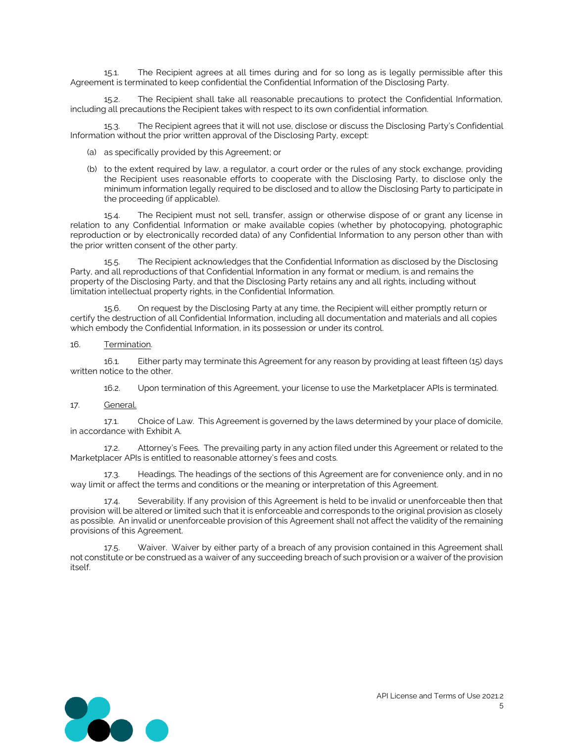15.1. The Recipient agrees at all times during and for so long as is legally permissible after this Agreement is terminated to keep confidential the Confidential Information of the Disclosing Party.

15.2. The Recipient shall take all reasonable precautions to protect the Confidential Information, including all precautions the Recipient takes with respect to its own confidential information.

15.3. The Recipient agrees that it will not use, disclose or discuss the Disclosing Party's Confidential Information without the prior written approval of the Disclosing Party, except:

(a) as specifically provided by this Agreement; or

(b) to the extent required by law, a regulator, a court order or the rules of any stock exchange, providing the Recipient uses reasonable efforts to cooperate with the Disclosing Party, to disclose only the minimum information legally required to be disclosed and to allow the Disclosing Party to participate in the proceeding (if applicable).

15.4. The Recipient must not sell, transfer, assign or otherwise dispose of or grant any license in relation to any Confidential Information or make available copies (whether by photocopying, photographic reproduction or by electronically recorded data) of any Confidential Information to any person other than with the prior written consent of the other party.

15.5. The Recipient acknowledges that the Confidential Information as disclosed by the Disclosing Party, and all reproductions of that Confidential Information in any format or medium, is and remains the property of the Disclosing Party, and that the Disclosing Party retains any and all rights, including without limitation intellectual property rights, in the Confidential Information.

15.6. On request by the Disclosing Party at any time, the Recipient will either promptly return or certify the destruction of all Confidential Information, including all documentation and materials and all copies which embody the Confidential Information, in its possession or under its control.

16. <u>Termination</u>.

16.1. Either party may terminate this Agreement for any reason by providing at least fifteen (15) days written notice to the other.

16.2. Upon termination of this Agreement, your license to use the Marketplacer APIs is terminated.

17. <u>General.</u>

17.1. Choice of Law. This Agreement is governed by the laws determined by your place of domicile, in accordance with Exhibit A.

17.2. Attorney's Fees. The prevailing party in any action filed under this Agreement or related to the Marketplacer APIs is entitled to reasonable attorney's fees and costs.

17.3. Headings. The headings of the sections of this Agreement are for convenience only, and in no way limit or affect the terms and conditions or the meaning or interpretation of this Agreement.

17.4. Severability. If any provision of this Agreement is held to be invalid or unenforceable then that provision will be altered or limited such that it is enforceable and corresponds to the original provision as closely as possible. An invalid or unenforceable provision of this Agreement shall not affect the validity of the remaining provisions of this Agreement.

17.5. Waiver. Waiver by either party of a breach of any provision contained in this Agreement shall not constitute or be construed as a waiver of any succeeding breach of such provision or a waiver of the provision itself.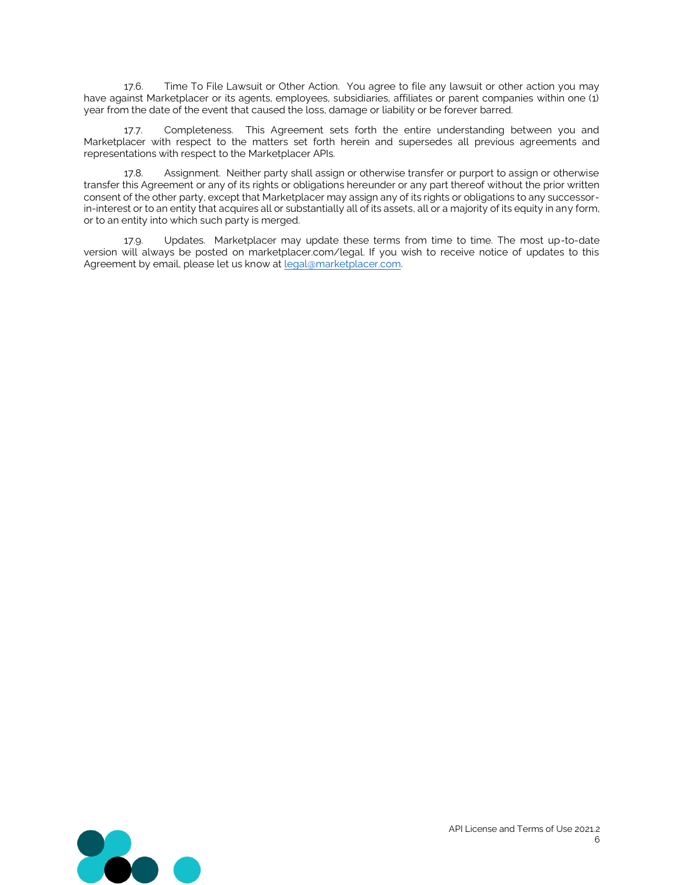17.6. Time To File Lawsuit or Other Action. You agree to file any lawsuit or other action you may have against Marketplacer or its agents, employees, subsidiaries, affiliates or parent companies within one (1) year from the date of the event that caused the loss, damage or liability or be forever barred.

17.7. Completeness. This Agreement sets forth the entire understanding between you and Marketplacer with respect to the matters set forth herein and supersedes all previous agreements and representations with respect to the Marketplacer APIs.

17.8. Assignment. Neither party shall assign or otherwise transfer or purport to assign or otherwise transfer this Agreement or any of its rights or obligations hereunder or any part thereof without the prior written consent of the other party, except that Marketplacer may assign any of its rights or obligations to any successor-in-interest or to an entity that acquires all or substantially all of its assets, all or a majority of its equity in any form, or to an entity into which such party is merged.

17.9. Updates. Marketplacer may update these terms from time to time. The most up-to-date version will always be posted on marketplacer.com/legal. If you wish to receive notice of updates to this Agreement by email, please let us know at legal@marketplacer.com.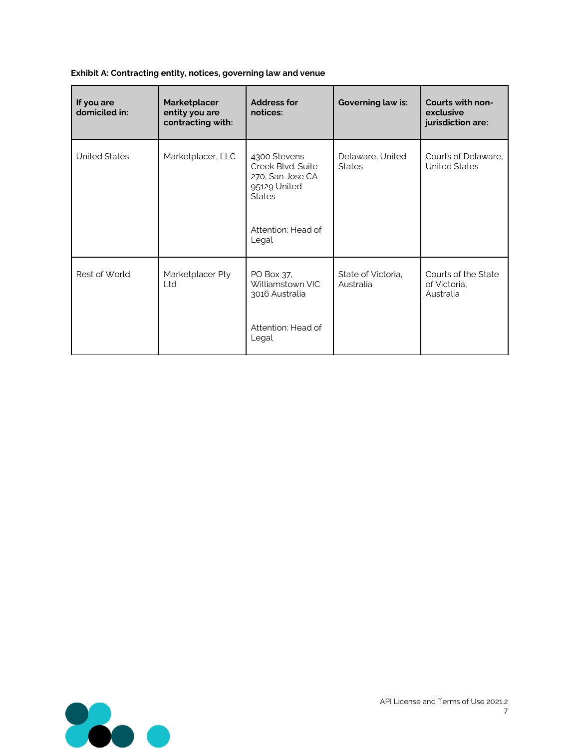**Exhibit A: Contracting entity, notices, governing law and venue**

| If you are domiciled in: | Marketplacer entity you are contracting with: | Address for notices: | Governing law is: | Courts with non-exclusive jurisdiction are: |
|---|---|---|---|---|
| United States | Marketplacer, LLC | 4300 Stevens Creek Blvd. Suite 270, San Jose CA 95129 United States<br><br>Attention: Head of Legal | Delaware, United States | Courts of Delaware, United States |
| Rest of World | Marketplacer Pty Ltd | PO Box 37, Williamstown VIC 3016 Australia<br><br>Attention: Head of Legal | State of Victoria, Australia | Courts of the State of Victoria, Australia |